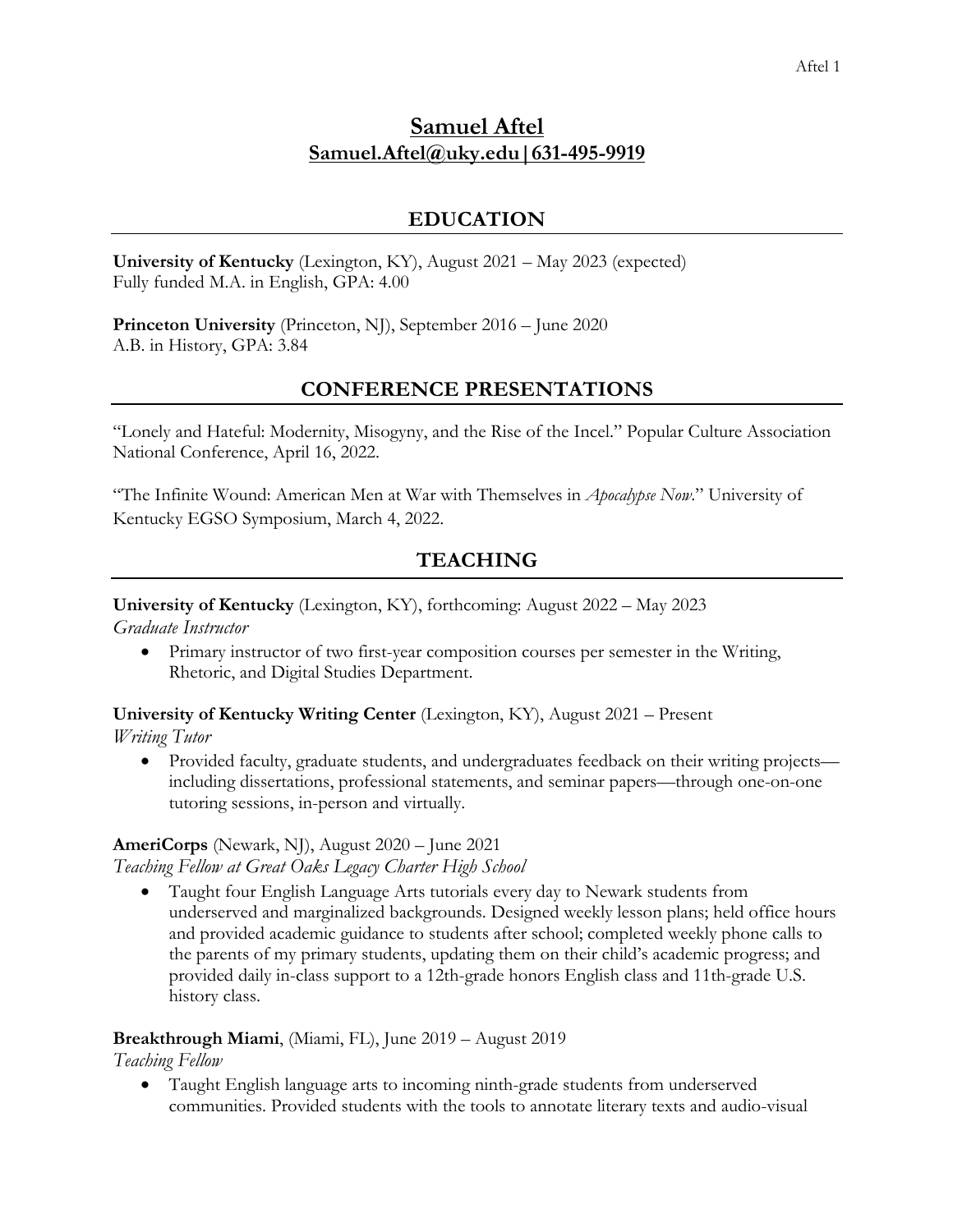# Samuel Aftel
**Samuel.Aftel@uky.edu | 631-495-9919**

## EDUCATION

**University of Kentucky** (Lexington, KY), August 2021 – May 2023 (expected)
Fully funded M.A. in English, GPA: 4.00

**Princeton University** (Princeton, NJ), September 2016 – June 2020
A.B. in History, GPA: 3.84

## CONFERENCE PRESENTATIONS

"Lonely and Hateful: Modernity, Misogyny, and the Rise of the Incel." Popular Culture Association National Conference, April 16, 2022.

"The Infinite Wound: American Men at War with Themselves in *Apocalypse Now*." University of Kentucky EGSO Symposium, March 4, 2022.

## TEACHING

**University of Kentucky** (Lexington, KY), forthcoming: August 2022 – May 2023
*Graduate Instructor*

- Primary instructor of two first-year composition courses per semester in the Writing, Rhetoric, and Digital Studies Department.

**University of Kentucky Writing Center** (Lexington, KY), August 2021 – Present
*Writing Tutor*

- Provided faculty, graduate students, and undergraduates feedback on their writing projects—including dissertations, professional statements, and seminar papers—through one-on-one tutoring sessions, in-person and virtually.

**AmeriCorps** (Newark, NJ), August 2020 – June 2021
*Teaching Fellow at Great Oaks Legacy Charter High School*

- Taught four English Language Arts tutorials every day to Newark students from underserved and marginalized backgrounds. Designed weekly lesson plans; held office hours and provided academic guidance to students after school; completed weekly phone calls to the parents of my primary students, updating them on their child's academic progress; and provided daily in-class support to a 12th-grade honors English class and 11th-grade U.S. history class.

**Breakthrough Miami**, (Miami, FL), June 2019 – August 2019
*Teaching Fellow*

- Taught English language arts to incoming ninth-grade students from underserved communities. Provided students with the tools to annotate literary texts and audio-visual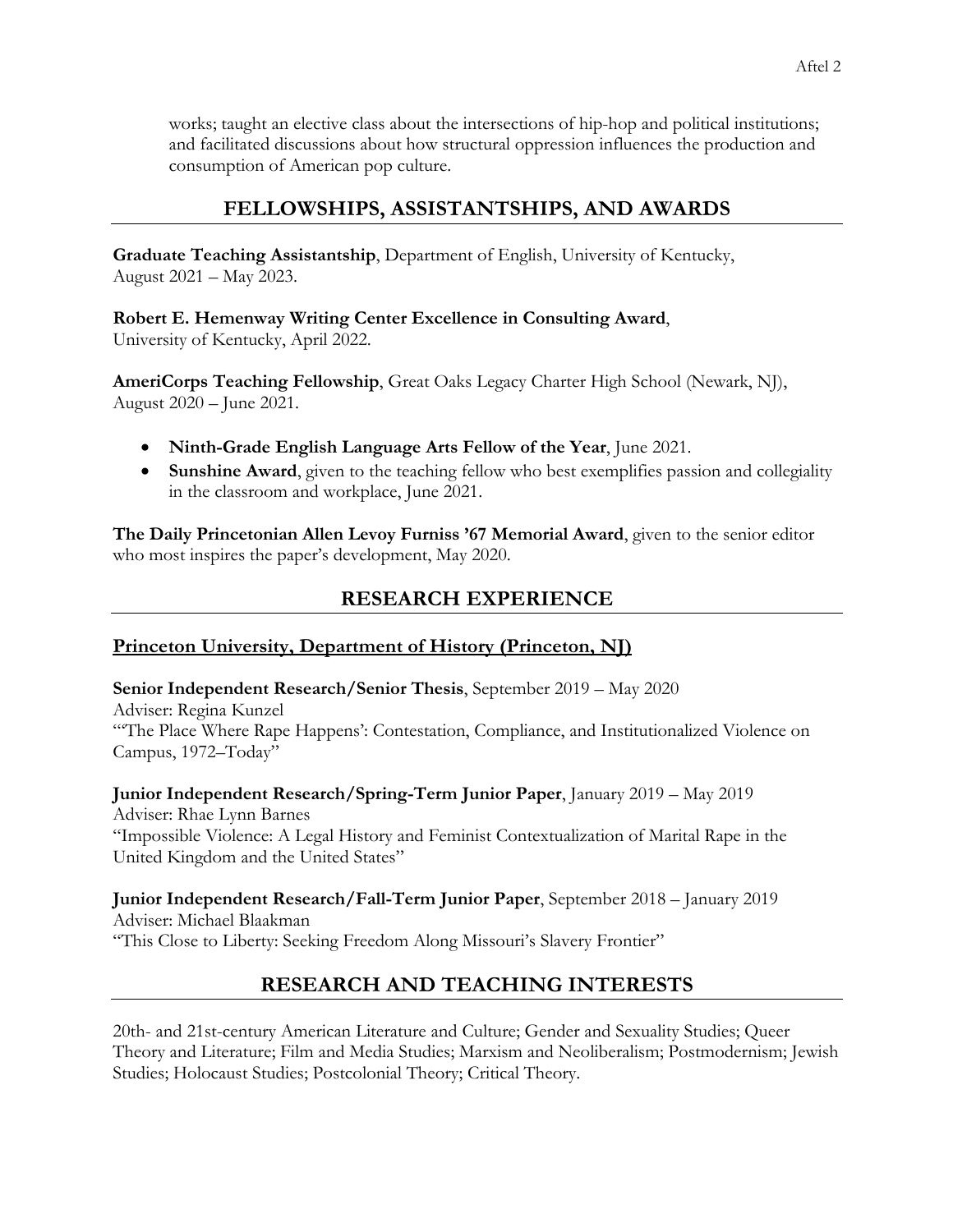works; taught an elective class about the intersections of hip-hop and political institutions; and facilitated discussions about how structural oppression influences the production and consumption of American pop culture.

## FELLOWSHIPS, ASSISTANTSHIPS, AND AWARDS

**Graduate Teaching Assistantship**, Department of English, University of Kentucky, August 2021 – May 2023.

**Robert E. Hemenway Writing Center Excellence in Consulting Award**, University of Kentucky, April 2022.

**AmeriCorps Teaching Fellowship**, Great Oaks Legacy Charter High School (Newark, NJ), August 2020 – June 2021.

- **Ninth-Grade English Language Arts Fellow of the Year**, June 2021.
- **Sunshine Award**, given to the teaching fellow who best exemplifies passion and collegiality in the classroom and workplace, June 2021.

**The Daily Princetonian Allen Levoy Furniss '67 Memorial Award**, given to the senior editor who most inspires the paper's development, May 2020.

## RESEARCH EXPERIENCE

### Princeton University, Department of History (Princeton, NJ)

**Senior Independent Research/Senior Thesis**, September 2019 – May 2020
Adviser: Regina Kunzel
"'The Place Where Rape Happens': Contestation, Compliance, and Institutionalized Violence on Campus, 1972–Today"

**Junior Independent Research/Spring-Term Junior Paper**, January 2019 – May 2019
Adviser: Rhae Lynn Barnes
"Impossible Violence: A Legal History and Feminist Contextualization of Marital Rape in the United Kingdom and the United States"

**Junior Independent Research/Fall-Term Junior Paper**, September 2018 – January 2019
Adviser: Michael Blaakman
"This Close to Liberty: Seeking Freedom Along Missouri's Slavery Frontier"

## RESEARCH AND TEACHING INTERESTS

20th- and 21st-century American Literature and Culture; Gender and Sexuality Studies; Queer Theory and Literature; Film and Media Studies; Marxism and Neoliberalism; Postmodernism; Jewish Studies; Holocaust Studies; Postcolonial Theory; Critical Theory.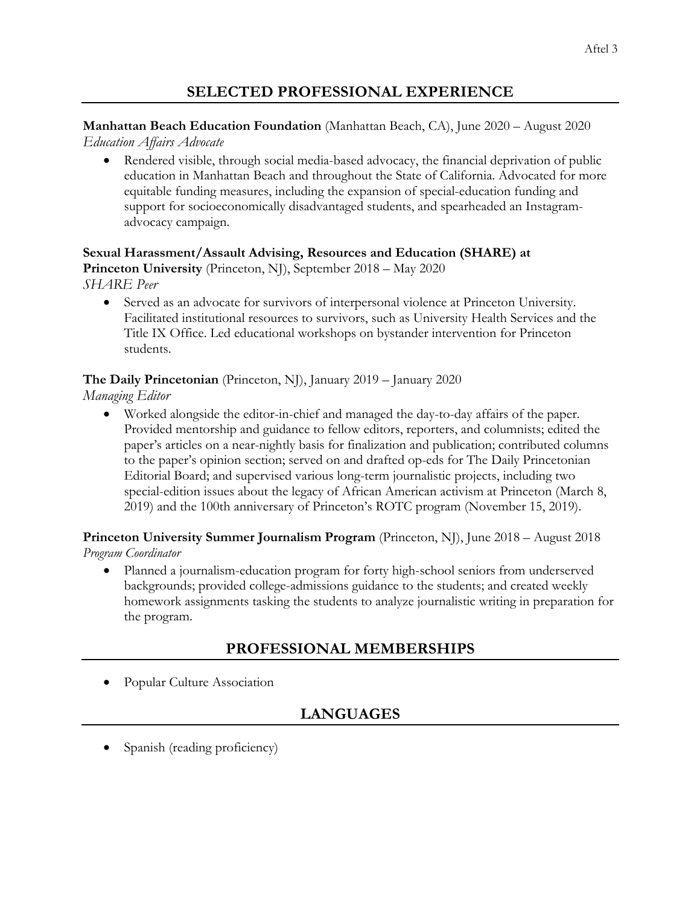## SELECTED PROFESSIONAL EXPERIENCE

**Manhattan Beach Education Foundation** (Manhattan Beach, CA), June 2020 – August 2020
*Education Affairs Advocate*

- Rendered visible, through social media-based advocacy, the financial deprivation of public education in Manhattan Beach and throughout the State of California. Advocated for more equitable funding measures, including the expansion of special-education funding and support for socioeconomically disadvantaged students, and spearheaded an Instagram-advocacy campaign.

**Sexual Harassment/Assault Advising, Resources and Education (SHARE) at Princeton University** (Princeton, NJ), September 2018 – May 2020
*SHARE Peer*

- Served as an advocate for survivors of interpersonal violence at Princeton University. Facilitated institutional resources to survivors, such as University Health Services and the Title IX Office. Led educational workshops on bystander intervention for Princeton students.

**The Daily Princetonian** (Princeton, NJ), January 2019 – January 2020
*Managing Editor*

- Worked alongside the editor-in-chief and managed the day-to-day affairs of the paper. Provided mentorship and guidance to fellow editors, reporters, and columnists; edited the paper's articles on a near-nightly basis for finalization and publication; contributed columns to the paper's opinion section; served on and drafted op-eds for The Daily Princetonian Editorial Board; and supervised various long-term journalistic projects, including two special-edition issues about the legacy of African American activism at Princeton (March 8, 2019) and the 100th anniversary of Princeton's ROTC program (November 15, 2019).

**Princeton University Summer Journalism Program** (Princeton, NJ), June 2018 – August 2018
*Program Coordinator*

- Planned a journalism-education program for forty high-school seniors from underserved backgrounds; provided college-admissions guidance to the students; and created weekly homework assignments tasking the students to analyze journalistic writing in preparation for the program.

## PROFESSIONAL MEMBERSHIPS

- Popular Culture Association

## LANGUAGES

- Spanish (reading proficiency)